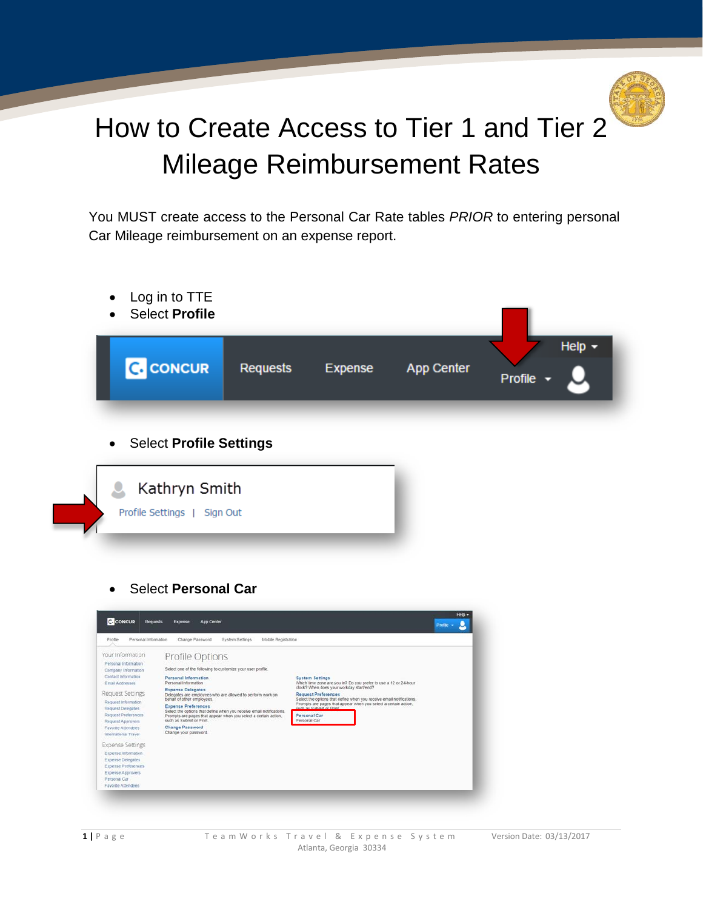# How to Create Access to Tier 1 and Tier 2 Mileage Reimbursement Rates

You MUST create access to the Personal Car Rate tables *PRIOR* to entering personal Car Mileage reimbursement on an expense report.

- Log in to TTE
- Select **Profile**

- Select **Profile Settings**

- Select **Personal Car**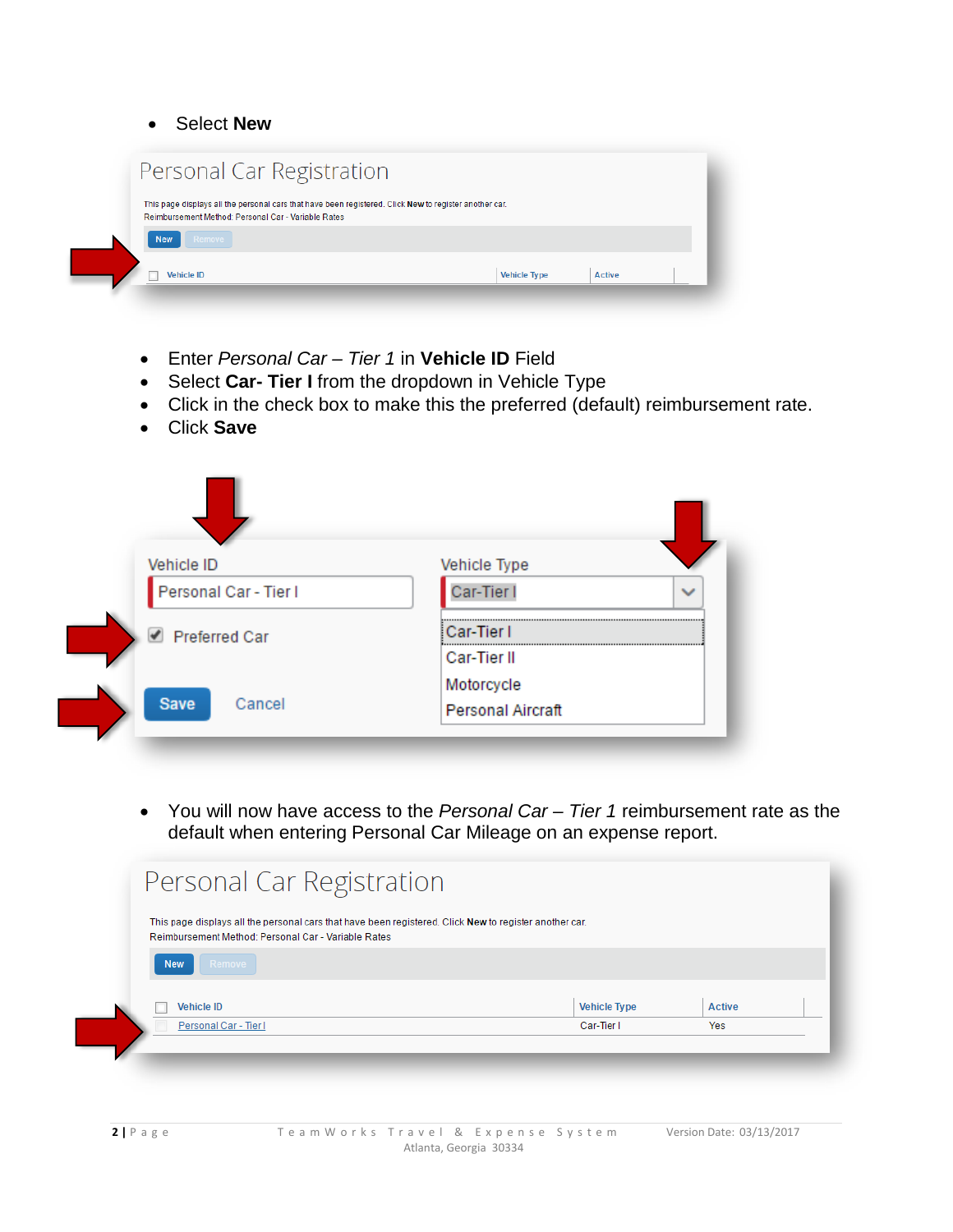- Select **New**

Personal Car Registration

This page displays all the personal cars that have been registered. Click **New** to register another car.
Reimbursement Method: Personal Car - Variable Rates

New Remove

| Vehicle ID | Vehicle Type | Active |
|---|---|---|

- Enter *Personal Car – Tier 1* in **Vehicle ID** Field
- Select **Car- Tier I** from the dropdown in Vehicle Type
- Click in the check box to make this the preferred (default) reimbursement rate.
- Click **Save**

Vehicle ID: Personal Car - Tier I

Vehicle Type: Car-Tier I (Car-Tier I, Car-Tier II, Motorcycle, Personal Aircraft)

☑ Preferred Car

Save Cancel

- You will now have access to the *Personal Car – Tier 1* reimbursement rate as the default when entering Personal Car Mileage on an expense report.

Personal Car Registration

This page displays all the personal cars that have been registered. Click **New** to register another car.
Reimbursement Method: Personal Car - Variable Rates

New Remove

| Vehicle ID | Vehicle Type | Active |
|---|---|---|
| Personal Car - Tier I | Car-Tier I | Yes |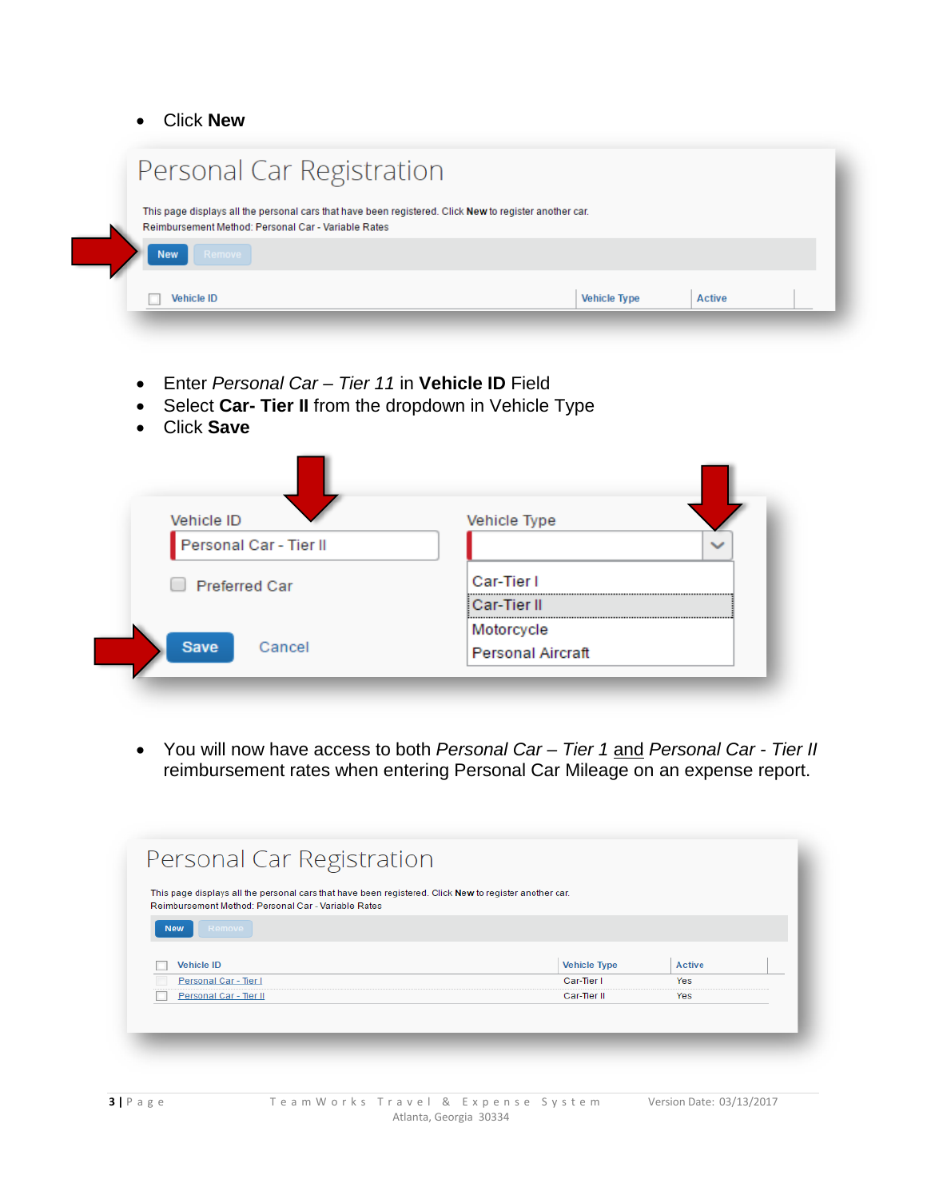- Click **New**

Personal Car Registration

This page displays all the personal cars that have been registered. Click **New** to register another car.
Reimbursement Method: Personal Car - Variable Rates

New Remove

| Vehicle ID | Vehicle Type | Active |
|---|---|---|

- Enter *Personal Car – Tier 11* in **Vehicle ID** Field
- Select **Car- Tier II** from the dropdown in Vehicle Type
- Click **Save**

Vehicle ID
Personal Car - Tier II
Preferred Car
Save Cancel

Vehicle Type
Car-Tier I
Car-Tier II
Motorcycle
Personal Aircraft

- You will now have access to both *Personal Car – Tier 1* and *Personal Car - Tier II* reimbursement rates when entering Personal Car Mileage on an expense report.

Personal Car Registration

This page displays all the personal cars that have been registered. Click **New** to register another car.
Reimbursement Method: Personal Car - Variable Rates

New Remove

| Vehicle ID | Vehicle Type | Active |
|---|---|---|
| Personal Car - Tier I | Car-Tier I | Yes |
| Personal Car - Tier II | Car-Tier II | Yes |